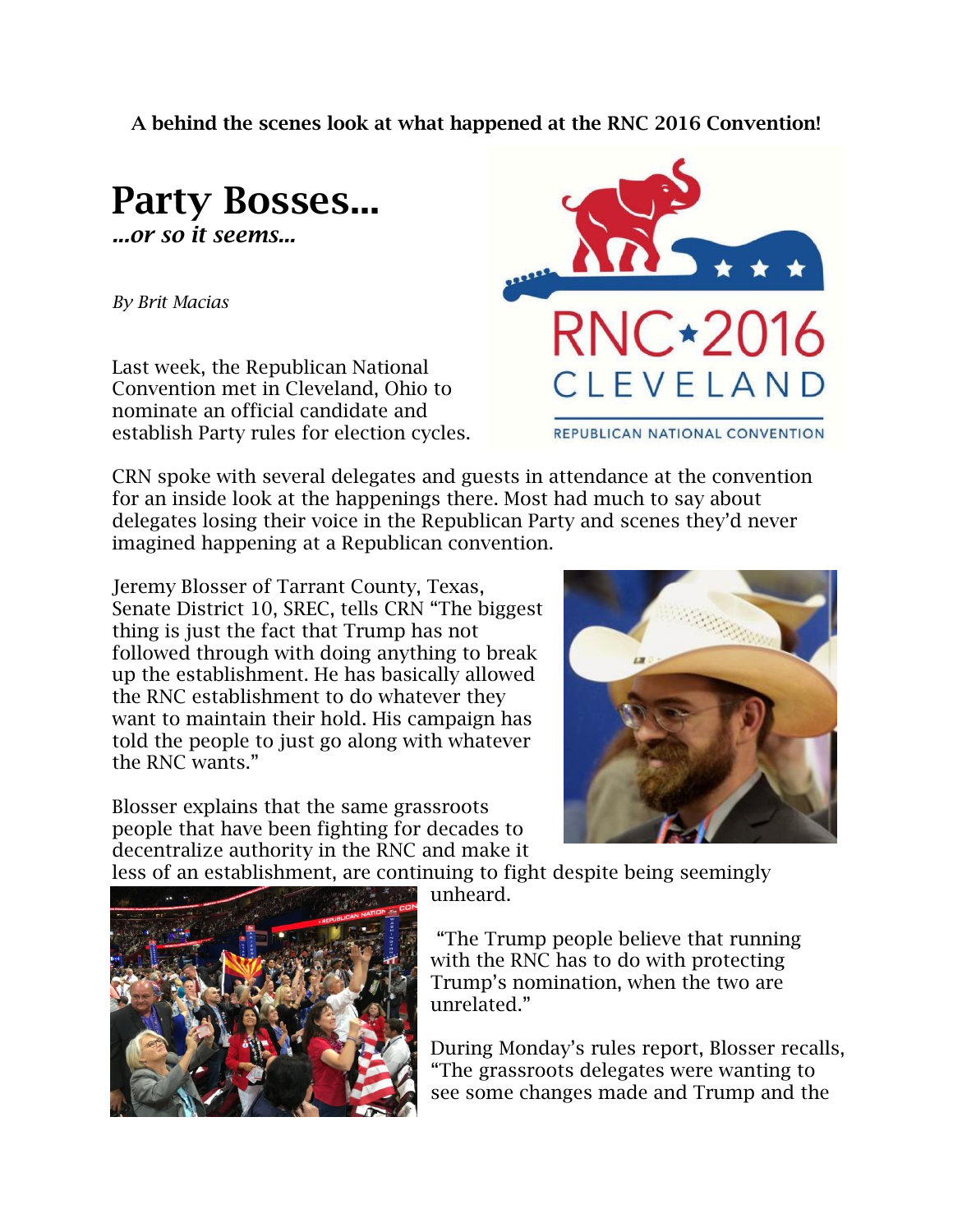**A behind the scenes look at what happened at the RNC 2016 Convention!**

# Party Bosses...

***...or so it seems...***

*By Brit Macias*

Last week, the Republican National Convention met in Cleveland, Ohio to nominate an official candidate and establish Party rules for election cycles.

CRN spoke with several delegates and guests in attendance at the convention for an inside look at the happenings there. Most had much to say about delegates losing their voice in the Republican Party and scenes they'd never imagined happening at a Republican convention.

Jeremy Blosser of Tarrant County, Texas, Senate District 10, SREC, tells CRN "The biggest thing is just the fact that Trump has not followed through with doing anything to break up the establishment. He has basically allowed the RNC establishment to do whatever they want to maintain their hold. His campaign has told the people to just go along with whatever the RNC wants."

Blosser explains that the same grassroots people that have been fighting for decades to decentralize authority in the RNC and make it less of an establishment, are continuing to fight despite being seemingly unheard.

"The Trump people believe that running with the RNC has to do with protecting Trump's nomination, when the two are unrelated."

During Monday's rules report, Blosser recalls, "The grassroots delegates were wanting to see some changes made and Trump and the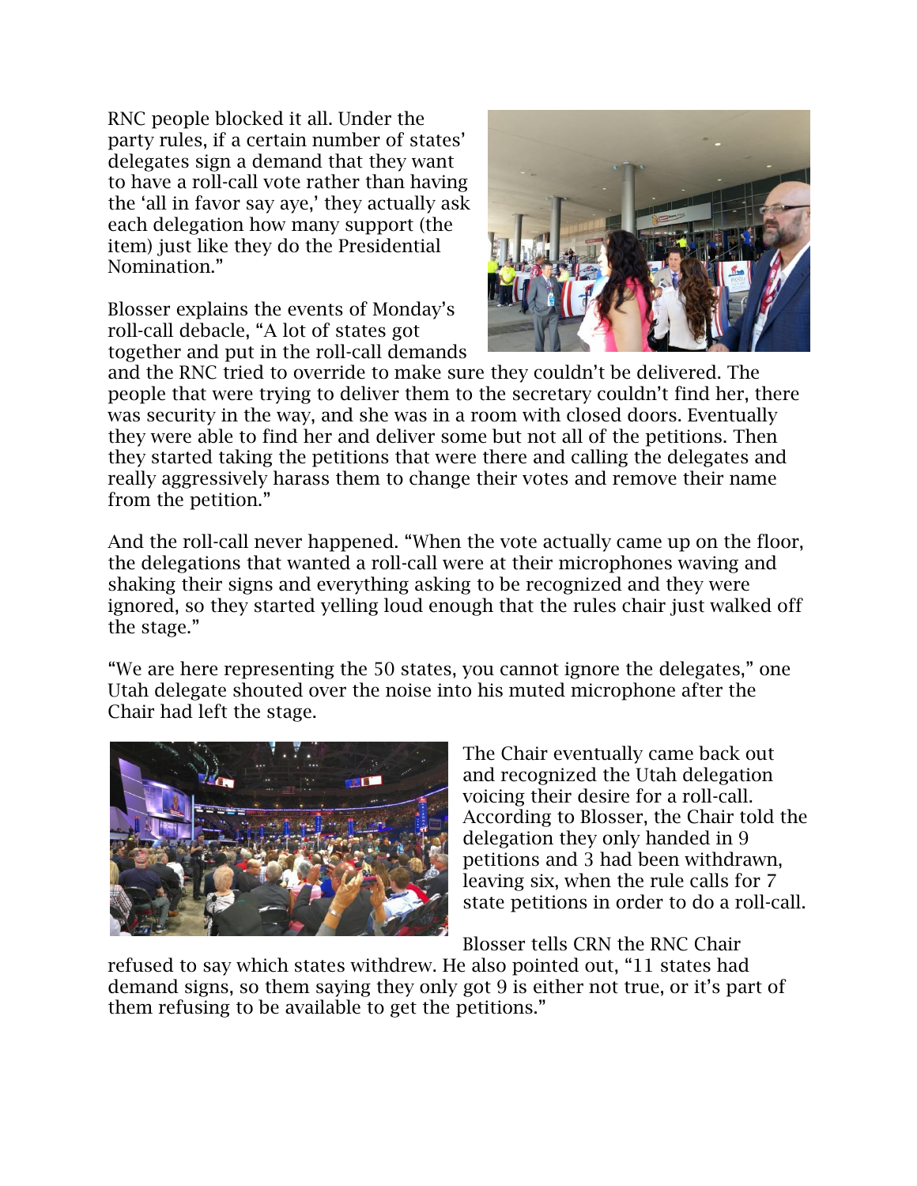RNC people blocked it all. Under the party rules, if a certain number of states' delegates sign a demand that they want to have a roll-call vote rather than having the 'all in favor say aye,' they actually ask each delegation how many support (the item) just like they do the Presidential Nomination."

Blosser explains the events of Monday's roll-call debacle, "A lot of states got together and put in the roll-call demands and the RNC tried to override to make sure they couldn't be delivered. The people that were trying to deliver them to the secretary couldn't find her, there was security in the way, and she was in a room with closed doors. Eventually they were able to find her and deliver some but not all of the petitions. Then they started taking the petitions that were there and calling the delegates and really aggressively harass them to change their votes and remove their name from the petition."

And the roll-call never happened. "When the vote actually came up on the floor, the delegations that wanted a roll-call were at their microphones waving and shaking their signs and everything asking to be recognized and they were ignored, so they started yelling loud enough that the rules chair just walked off the stage."

"We are here representing the 50 states, you cannot ignore the delegates," one Utah delegate shouted over the noise into his muted microphone after the Chair had left the stage.

The Chair eventually came back out and recognized the Utah delegation voicing their desire for a roll-call. According to Blosser, the Chair told the delegation they only handed in 9 petitions and 3 had been withdrawn, leaving six, when the rule calls for 7 state petitions in order to do a roll-call.

Blosser tells CRN the RNC Chair refused to say which states withdrew. He also pointed out, "11 states had demand signs, so them saying they only got 9 is either not true, or it's part of them refusing to be available to get the petitions."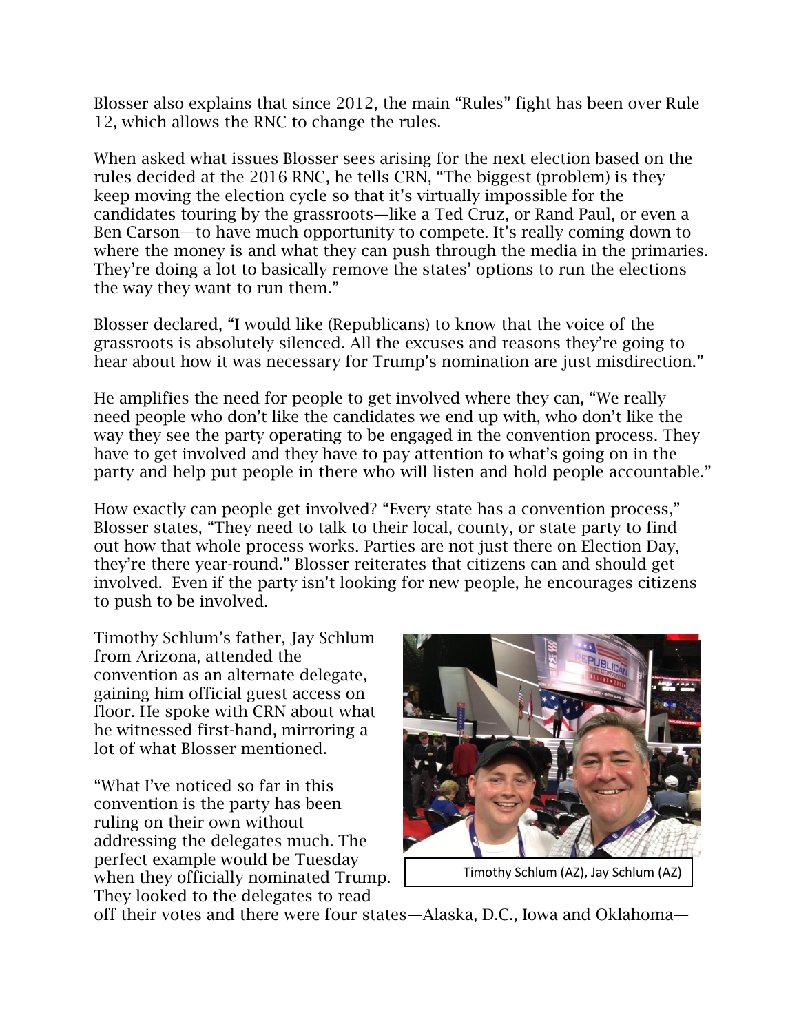Blosser also explains that since 2012, the main "Rules" fight has been over Rule 12, which allows the RNC to change the rules.

When asked what issues Blosser sees arising for the next election based on the rules decided at the 2016 RNC, he tells CRN, "The biggest (problem) is they keep moving the election cycle so that it's virtually impossible for the candidates touring by the grassroots—like a Ted Cruz, or Rand Paul, or even a Ben Carson—to have much opportunity to compete. It's really coming down to where the money is and what they can push through the media in the primaries. They're doing a lot to basically remove the states' options to run the elections the way they want to run them."

Blosser declared, "I would like (Republicans) to know that the voice of the grassroots is absolutely silenced. All the excuses and reasons they're going to hear about how it was necessary for Trump's nomination are just misdirection."

He amplifies the need for people to get involved where they can, "We really need people who don't like the candidates we end up with, who don't like the way they see the party operating to be engaged in the convention process. They have to get involved and they have to pay attention to what's going on in the party and help put people in there who will listen and hold people accountable."

How exactly can people get involved? "Every state has a convention process," Blosser states, "They need to talk to their local, county, or state party to find out how that whole process works. Parties are not just there on Election Day, they're there year-round." Blosser reiterates that citizens can and should get involved. Even if the party isn't looking for new people, he encourages citizens to push to be involved.

Timothy Schlum's father, Jay Schlum from Arizona, attended the convention as an alternate delegate, gaining him official guest access on floor. He spoke with CRN about what he witnessed first-hand, mirroring a lot of what Blosser mentioned.

Timothy Schlum (AZ), Jay Schlum (AZ)

"What I've noticed so far in this convention is the party has been ruling on their own without addressing the delegates much. The perfect example would be Tuesday when they officially nominated Trump. They looked to the delegates to read off their votes and there were four states—Alaska, D.C., Iowa and Oklahoma—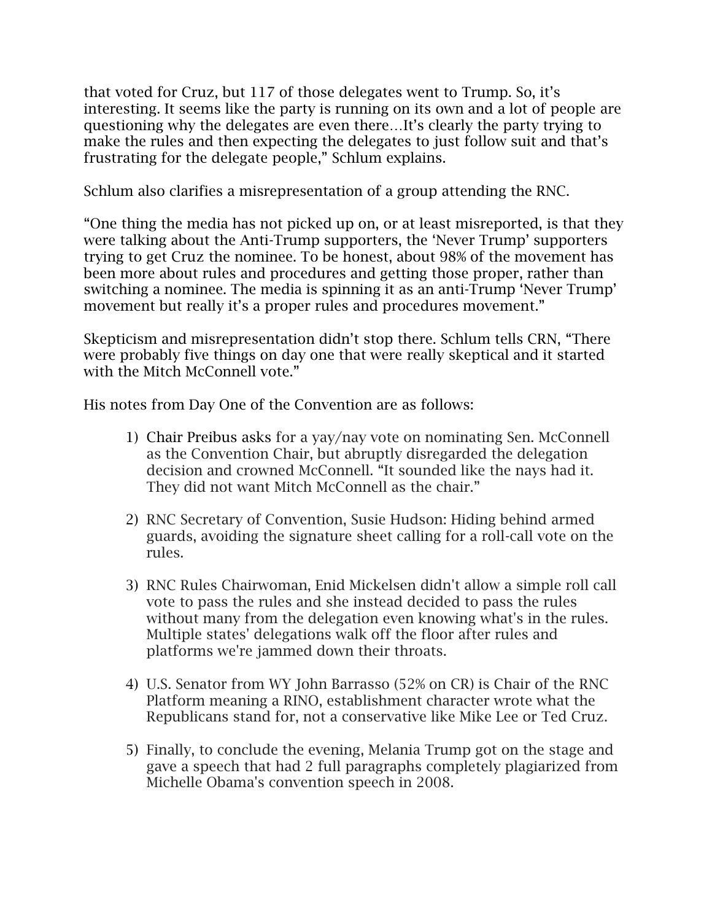that voted for Cruz, but 117 of those delegates went to Trump. So, it's interesting. It seems like the party is running on its own and a lot of people are questioning why the delegates are even there…It's clearly the party trying to make the rules and then expecting the delegates to just follow suit and that's frustrating for the delegate people," Schlum explains.

Schlum also clarifies a misrepresentation of a group attending the RNC.

"One thing the media has not picked up on, or at least misreported, is that they were talking about the Anti-Trump supporters, the 'Never Trump' supporters trying to get Cruz the nominee. To be honest, about 98% of the movement has been more about rules and procedures and getting those proper, rather than switching a nominee. The media is spinning it as an anti-Trump 'Never Trump' movement but really it's a proper rules and procedures movement."

Skepticism and misrepresentation didn't stop there. Schlum tells CRN, "There were probably five things on day one that were really skeptical and it started with the Mitch McConnell vote."

His notes from Day One of the Convention are as follows:

1) Chair Preibus asks for a yay/nay vote on nominating Sen. McConnell as the Convention Chair, but abruptly disregarded the delegation decision and crowned McConnell. "It sounded like the nays had it. They did not want Mitch McConnell as the chair."

2) RNC Secretary of Convention, Susie Hudson: Hiding behind armed guards, avoiding the signature sheet calling for a roll-call vote on the rules.

3) RNC Rules Chairwoman, Enid Mickelsen didn't allow a simple roll call vote to pass the rules and she instead decided to pass the rules without many from the delegation even knowing what's in the rules. Multiple states' delegations walk off the floor after rules and platforms we're jammed down their throats.

4) U.S. Senator from WY John Barrasso (52% on CR) is Chair of the RNC Platform meaning a RINO, establishment character wrote what the Republicans stand for, not a conservative like Mike Lee or Ted Cruz.

5) Finally, to conclude the evening, Melania Trump got on the stage and gave a speech that had 2 full paragraphs completely plagiarized from Michelle Obama's convention speech in 2008.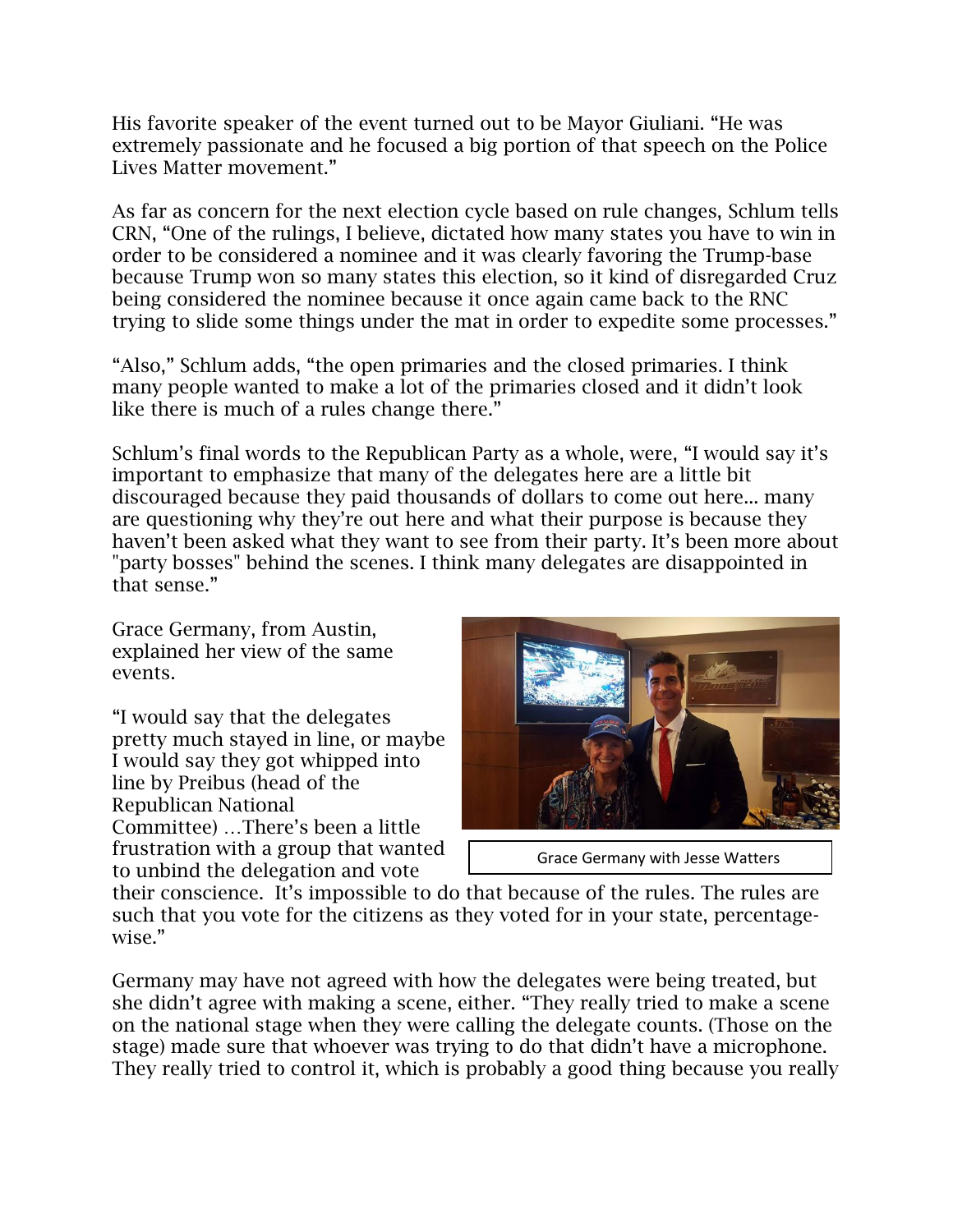His favorite speaker of the event turned out to be Mayor Giuliani. "He was extremely passionate and he focused a big portion of that speech on the Police Lives Matter movement."

As far as concern for the next election cycle based on rule changes, Schlum tells CRN, "One of the rulings, I believe, dictated how many states you have to win in order to be considered a nominee and it was clearly favoring the Trump-base because Trump won so many states this election, so it kind of disregarded Cruz being considered the nominee because it once again came back to the RNC trying to slide some things under the mat in order to expedite some processes."

"Also," Schlum adds, "the open primaries and the closed primaries. I think many people wanted to make a lot of the primaries closed and it didn't look like there is much of a rules change there."

Schlum's final words to the Republican Party as a whole, were, "I would say it's important to emphasize that many of the delegates here are a little bit discouraged because they paid thousands of dollars to come out here... many are questioning why they're out here and what their purpose is because they haven't been asked what they want to see from their party. It's been more about "party bosses" behind the scenes. I think many delegates are disappointed in that sense."

Grace Germany, from Austin, explained her view of the same events.

Grace Germany with Jesse Watters

"I would say that the delegates pretty much stayed in line, or maybe I would say they got whipped into line by Preibus (head of the Republican National Committee) …There's been a little frustration with a group that wanted to unbind the delegation and vote their conscience. It's impossible to do that because of the rules. The rules are such that you vote for the citizens as they voted for in your state, percentage-wise."

Germany may have not agreed with how the delegates were being treated, but she didn't agree with making a scene, either. "They really tried to make a scene on the national stage when they were calling the delegate counts. (Those on the stage) made sure that whoever was trying to do that didn't have a microphone. They really tried to control it, which is probably a good thing because you really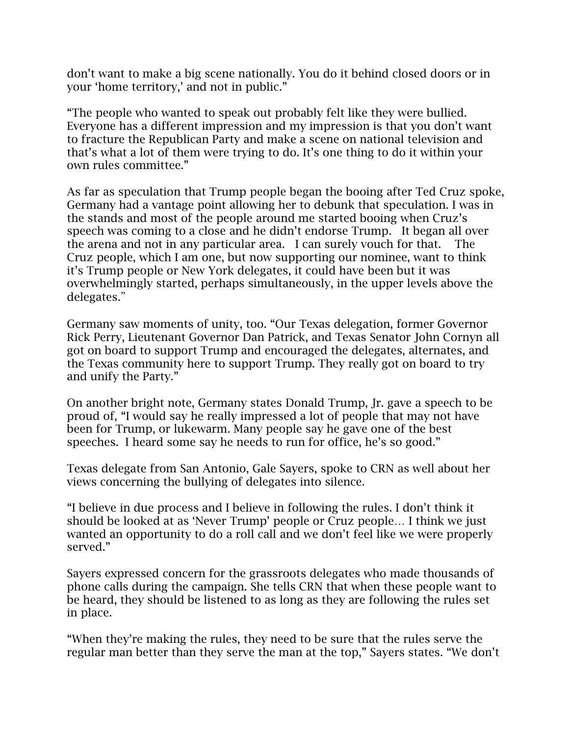don't want to make a big scene nationally. You do it behind closed doors or in your 'home territory,' and not in public."

"The people who wanted to speak out probably felt like they were bullied. Everyone has a different impression and my impression is that you don't want to fracture the Republican Party and make a scene on national television and that's what a lot of them were trying to do. It's one thing to do it within your own rules committee."

As far as speculation that Trump people began the booing after Ted Cruz spoke, Germany had a vantage point allowing her to debunk that speculation. I was in the stands and most of the people around me started booing when Cruz's speech was coming to a close and he didn't endorse Trump. It began all over the arena and not in any particular area. I can surely vouch for that. The Cruz people, which I am one, but now supporting our nominee, want to think it's Trump people or New York delegates, it could have been but it was overwhelmingly started, perhaps simultaneously, in the upper levels above the delegates."

Germany saw moments of unity, too. "Our Texas delegation, former Governor Rick Perry, Lieutenant Governor Dan Patrick, and Texas Senator John Cornyn all got on board to support Trump and encouraged the delegates, alternates, and the Texas community here to support Trump. They really got on board to try and unify the Party."

On another bright note, Germany states Donald Trump, Jr. gave a speech to be proud of, "I would say he really impressed a lot of people that may not have been for Trump, or lukewarm. Many people say he gave one of the best speeches. I heard some say he needs to run for office, he's so good."

Texas delegate from San Antonio, Gale Sayers, spoke to CRN as well about her views concerning the bullying of delegates into silence.

"I believe in due process and I believe in following the rules. I don't think it should be looked at as 'Never Trump' people or Cruz people… I think we just wanted an opportunity to do a roll call and we don't feel like we were properly served."

Sayers expressed concern for the grassroots delegates who made thousands of phone calls during the campaign. She tells CRN that when these people want to be heard, they should be listened to as long as they are following the rules set in place.

"When they're making the rules, they need to be sure that the rules serve the regular man better than they serve the man at the top," Sayers states. "We don't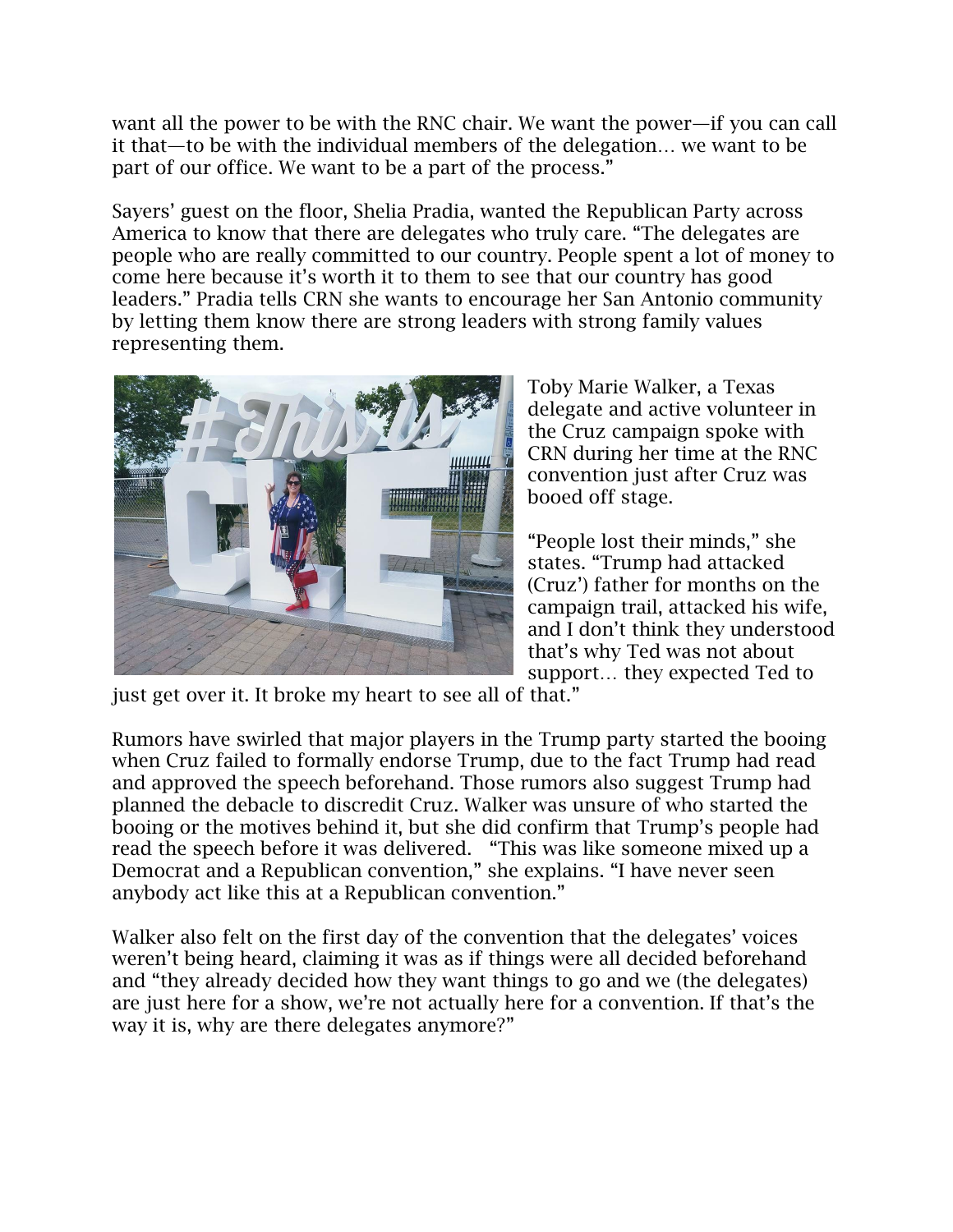want all the power to be with the RNC chair. We want the power—if you can call it that—to be with the individual members of the delegation… we want to be part of our office. We want to be a part of the process."

Sayers' guest on the floor, Shelia Pradia, wanted the Republican Party across America to know that there are delegates who truly care. "The delegates are people who are really committed to our country. People spent a lot of money to come here because it's worth it to them to see that our country has good leaders." Pradia tells CRN she wants to encourage her San Antonio community by letting them know there are strong leaders with strong family values representing them.

Toby Marie Walker, a Texas delegate and active volunteer in the Cruz campaign spoke with CRN during her time at the RNC convention just after Cruz was booed off stage.

"People lost their minds," she states. "Trump had attacked (Cruz') father for months on the campaign trail, attacked his wife, and I don't think they understood that's why Ted was not about support… they expected Ted to just get over it. It broke my heart to see all of that."

Rumors have swirled that major players in the Trump party started the booing when Cruz failed to formally endorse Trump, due to the fact Trump had read and approved the speech beforehand. Those rumors also suggest Trump had planned the debacle to discredit Cruz. Walker was unsure of who started the booing or the motives behind it, but she did confirm that Trump's people had read the speech before it was delivered. "This was like someone mixed up a Democrat and a Republican convention," she explains. "I have never seen anybody act like this at a Republican convention."

Walker also felt on the first day of the convention that the delegates' voices weren't being heard, claiming it was as if things were all decided beforehand and "they already decided how they want things to go and we (the delegates) are just here for a show, we're not actually here for a convention. If that's the way it is, why are there delegates anymore?"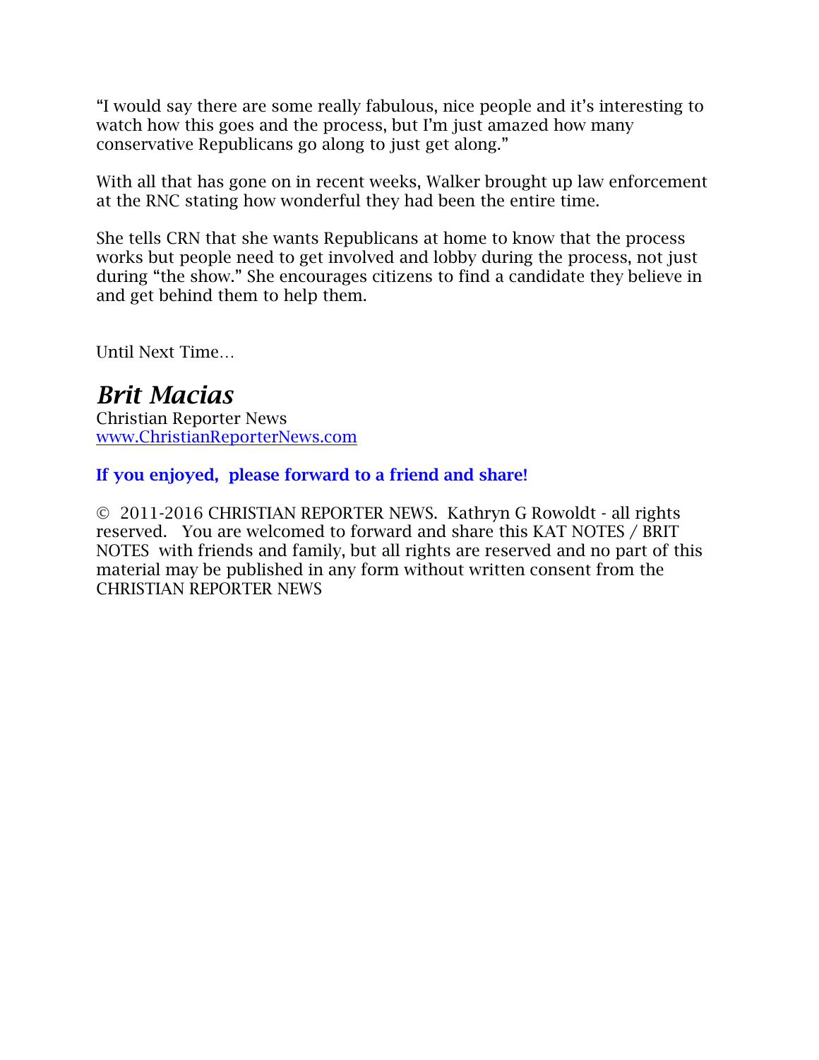"I would say there are some really fabulous, nice people and it's interesting to watch how this goes and the process, but I'm just amazed how many conservative Republicans go along to just get along."

With all that has gone on in recent weeks, Walker brought up law enforcement at the RNC stating how wonderful they had been the entire time.

She tells CRN that she wants Republicans at home to know that the process works but people need to get involved and lobby during the process, not just during "the show." She encourages citizens to find a candidate they believe in and get behind them to help them.

Until Next Time…

## *Brit Macias*

Christian Reporter News
[www.ChristianReporterNews.com](http://www.ChristianReporterNews.com)

**If you enjoyed, please forward to a friend and share!**

© 2011-2016 CHRISTIAN REPORTER NEWS. Kathryn G Rowoldt - all rights reserved. You are welcomed to forward and share this KAT NOTES / BRIT NOTES with friends and family, but all rights are reserved and no part of this material may be published in any form without written consent from the CHRISTIAN REPORTER NEWS